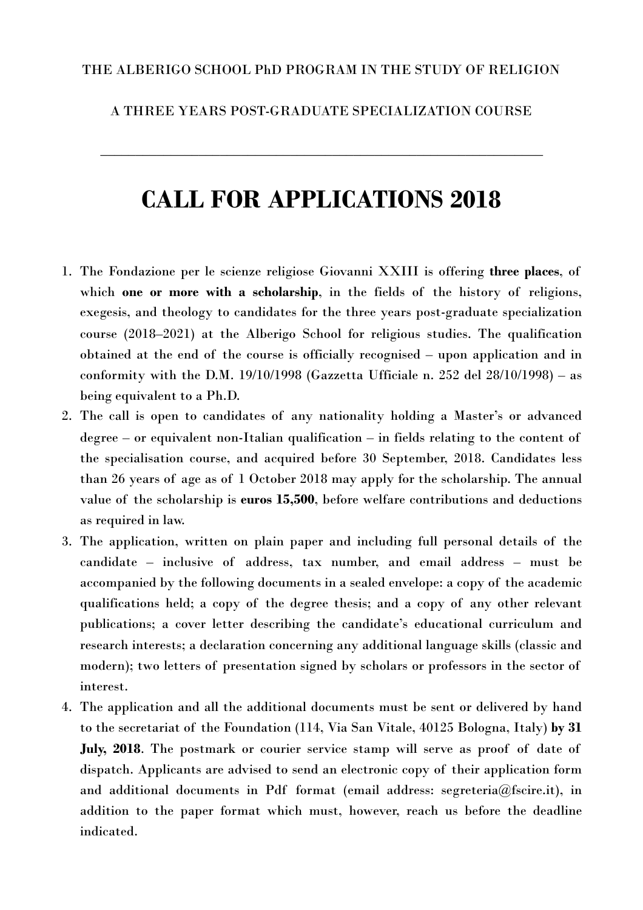THE ALBERIGO SCHOOL PhD PROGRAM IN THE STUDY OF RELIGION

A THREE YEARS POST-GRADUATE SPECIALIZATION COURSE

---

# CALL FOR APPLICATIONS 2018

1. The Fondazione per le scienze religiose Giovanni XXIII is offering **three places**, of which **one or more with a scholarship**, in the fields of the history of religions, exegesis, and theology to candidates for the three years post-graduate specialization course (2018–2021) at the Alberigo School for religious studies. The qualification obtained at the end of the course is officially recognised – upon application and in conformity with the D.M. 19/10/1998 (Gazzetta Ufficiale n. 252 del 28/10/1998) – as being equivalent to a Ph.D.
2. The call is open to candidates of any nationality holding a Master's or advanced degree – or equivalent non-Italian qualification – in fields relating to the content of the specialisation course, and acquired before 30 September, 2018. Candidates less than 26 years of age as of 1 October 2018 may apply for the scholarship. The annual value of the scholarship is **euros 15,500**, before welfare contributions and deductions as required in law.
3. The application, written on plain paper and including full personal details of the candidate – inclusive of address, tax number, and email address – must be accompanied by the following documents in a sealed envelope: a copy of the academic qualifications held; a copy of the degree thesis; and a copy of any other relevant publications; a cover letter describing the candidate's educational curriculum and research interests; a declaration concerning any additional language skills (classic and modern); two letters of presentation signed by scholars or professors in the sector of interest.
4. The application and all the additional documents must be sent or delivered by hand to the secretariat of the Foundation (114, Via San Vitale, 40125 Bologna, Italy) **by 31 July, 2018**. The postmark or courier service stamp will serve as proof of date of dispatch. Applicants are advised to send an electronic copy of their application form and additional documents in Pdf format (email address: segreteria@fscire.it), in addition to the paper format which must, however, reach us before the deadline indicated.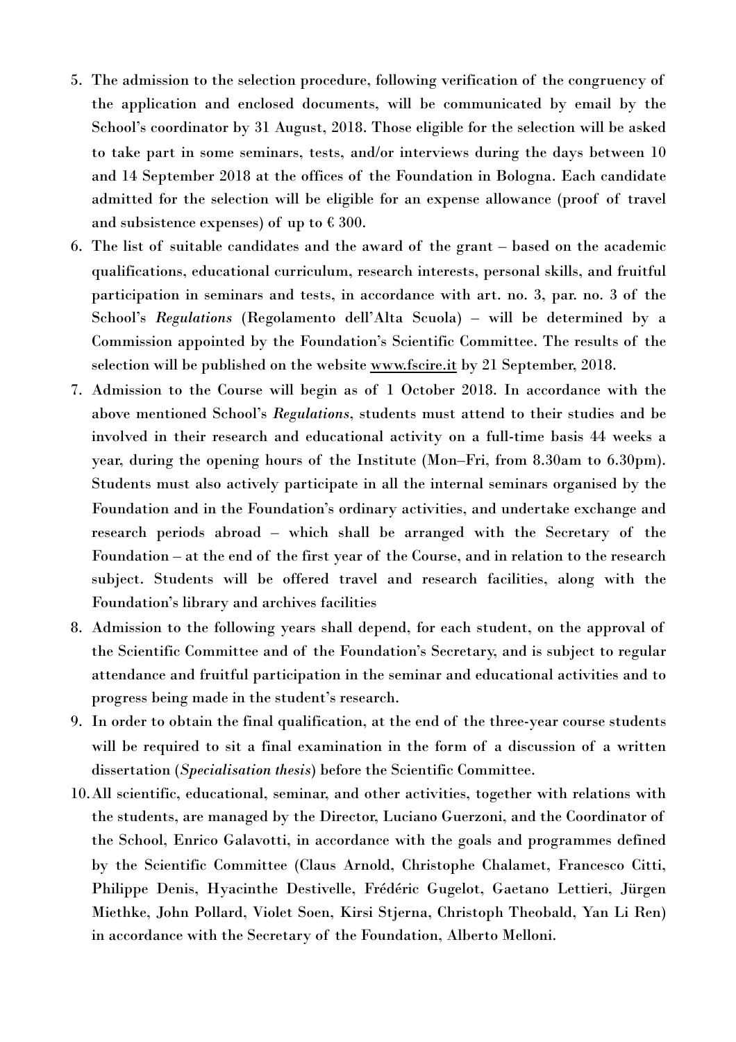5. The admission to the selection procedure, following verification of the congruency of the application and enclosed documents, will be communicated by email by the School's coordinator by 31 August, 2018. Those eligible for the selection will be asked to take part in some seminars, tests, and/or interviews during the days between 10 and 14 September 2018 at the offices of the Foundation in Bologna. Each candidate admitted for the selection will be eligible for an expense allowance (proof of travel and subsistence expenses) of up to € 300.
6. The list of suitable candidates and the award of the grant – based on the academic qualifications, educational curriculum, research interests, personal skills, and fruitful participation in seminars and tests, in accordance with art. no. 3, par. no. 3 of the School's *Regulations* (Regolamento dell'Alta Scuola) – will be determined by a Commission appointed by the Foundation's Scientific Committee. The results of the selection will be published on the website www.fscire.it by 21 September, 2018.
7. Admission to the Course will begin as of 1 October 2018. In accordance with the above mentioned School's *Regulations*, students must attend to their studies and be involved in their research and educational activity on a full-time basis 44 weeks a year, during the opening hours of the Institute (Mon–Fri, from 8.30am to 6.30pm). Students must also actively participate in all the internal seminars organised by the Foundation and in the Foundation's ordinary activities, and undertake exchange and research periods abroad – which shall be arranged with the Secretary of the Foundation – at the end of the first year of the Course, and in relation to the research subject. Students will be offered travel and research facilities, along with the Foundation's library and archives facilities
8. Admission to the following years shall depend, for each student, on the approval of the Scientific Committee and of the Foundation's Secretary, and is subject to regular attendance and fruitful participation in the seminar and educational activities and to progress being made in the student's research.
9. In order to obtain the final qualification, at the end of the three-year course students will be required to sit a final examination in the form of a discussion of a written dissertation (*Specialisation thesis*) before the Scientific Committee.
10. All scientific, educational, seminar, and other activities, together with relations with the students, are managed by the Director, Luciano Guerzoni, and the Coordinator of the School, Enrico Galavotti, in accordance with the goals and programmes defined by the Scientific Committee (Claus Arnold, Christophe Chalamet, Francesco Citti, Philippe Denis, Hyacinthe Destivelle, Frédéric Gugelot, Gaetano Lettieri, Jürgen Miethke, John Pollard, Violet Soen, Kirsi Stjerna, Christoph Theobald, Yan Li Ren) in accordance with the Secretary of the Foundation, Alberto Melloni.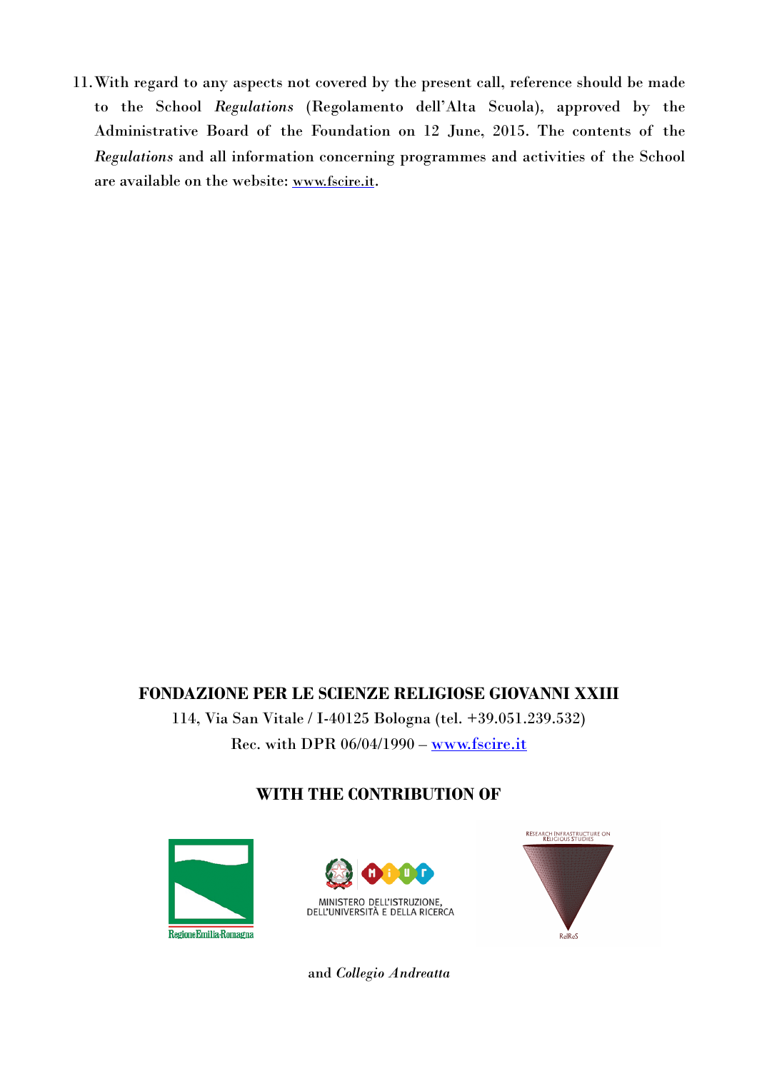11. With regard to any aspects not covered by the present call, reference should be made to the School *Regulations* (Regolamento dell'Alta Scuola), approved by the Administrative Board of the Foundation on 12 June, 2015. The contents of the *Regulations* and all information concerning programmes and activities of the School are available on the website: www.fscire.it.

**FONDAZIONE PER LE SCIENZE RELIGIOSE GIOVANNI XXIII**

114, Via San Vitale / I-40125 Bologna (tel. +39.051.239.532)

Rec. with DPR 06/04/1990 – www.fscire.it

**WITH THE CONTRIBUTION OF**

Regione Emilia-Romagna

MINISTERO DELL'ISTRUZIONE, DELL'UNIVERSITÀ E DELLA RICERCA

RESEARCH INFRASTRUCTURE ON RELIGIOUS STUDIES

RelReS

and *Collegio Andreatta*